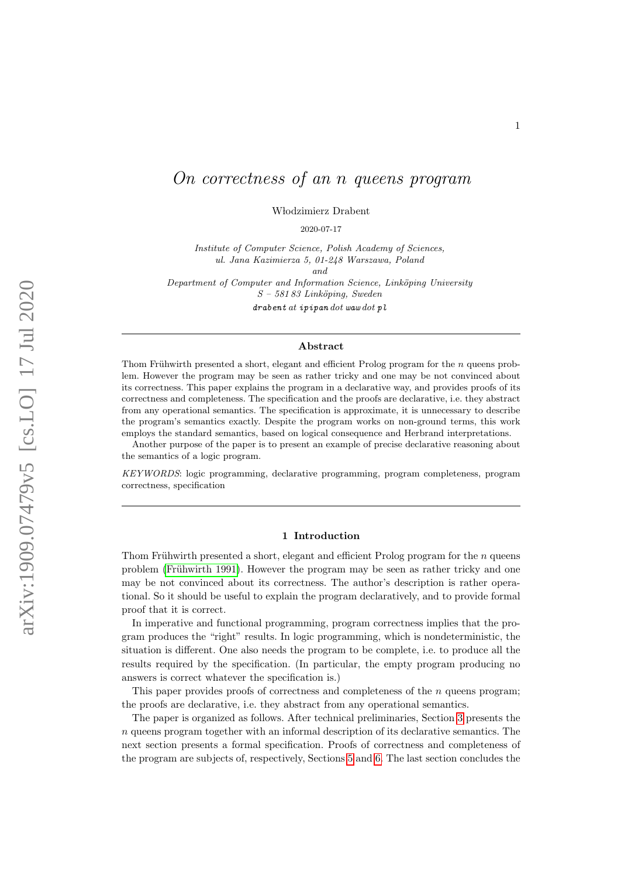# *On correctness of an n queens program*

Włodzimierz Drabent

2020-07-17

*Institute of Computer Science, Polish Academy of Sciences,*
*ul. Jana Kazimierza 5, 01-248 Warszawa, Poland*
*and*
*Department of Computer and Information Science, Linköping University*
*S – 581 83 Linköping, Sweden*
*drabent at ipipan dot waw dot pl*

---

### Abstract

Thom Frühwirth presented a short, elegant and efficient Prolog program for the $n$ queens problem. However the program may be seen as rather tricky and one may be not convinced about its correctness. This paper explains the program in a declarative way, and provides proofs of its correctness and completeness. The specification and the proofs are declarative, i.e. they abstract from any operational semantics. The specification is approximate, it is unnecessary to describe the program's semantics exactly. Despite the program works on non-ground terms, this work employs the standard semantics, based on logical consequence and Herbrand interpretations.

Another purpose of the paper is to present an example of precise declarative reasoning about the semantics of a logic program.

*KEYWORDS*: logic programming, declarative programming, program completeness, program correctness, specification

---

## 1 Introduction

Thom Frühwirth presented a short, elegant and efficient Prolog program for the $n$ queens problem (Frühwirth 1991). However the program may be seen as rather tricky and one may be not convinced about its correctness. The author's description is rather operational. So it should be useful to explain the program declaratively, and to provide formal proof that it is correct.

In imperative and functional programming, program correctness implies that the program produces the "right" results. In logic programming, which is nondeterministic, the situation is different. One also needs the program to be complete, i.e. to produce all the results required by the specification. (In particular, the empty program producing no answers is correct whatever the specification is.)

This paper provides proofs of correctness and completeness of the $n$ queens program; the proofs are declarative, i.e. they abstract from any operational semantics.

The paper is organized as follows. After technical preliminaries, Section 3 presents the $n$ queens program together with an informal description of its declarative semantics. The next section presents a formal specification. Proofs of correctness and completeness of the program are subjects of, respectively, Sections 5 and 6. The last section concludes the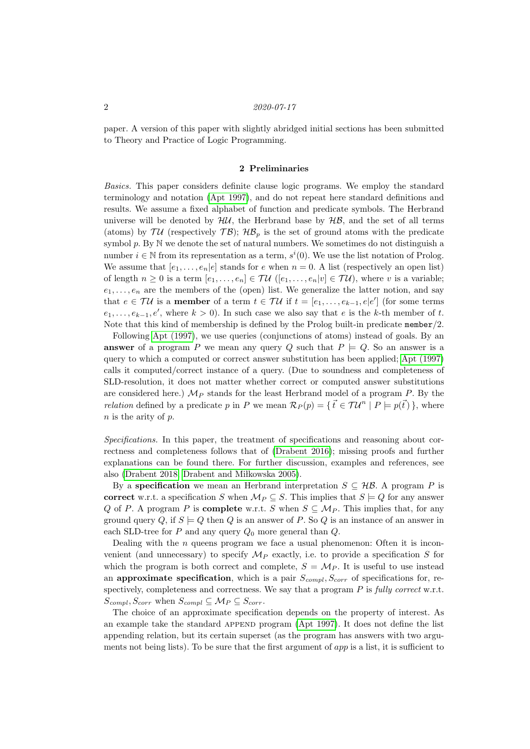paper. A version of this paper with slightly abridged initial sections has been submitted to Theory and Practice of Logic Programming.

## 2 Preliminaries

*Basics.* This paper considers definite clause logic programs. We employ the standard terminology and notation (Apt 1997), and do not repeat here standard definitions and results. We assume a fixed alphabet of function and predicate symbols. The Herbrand universe will be denoted by $\mathcal{HU}$, the Herbrand base by $\mathcal{HB}$, and the set of all terms (atoms) by $\mathcal{TU}$ (respectively $\mathcal{TB}$); $\mathcal{HB}_p$ is the set of ground atoms with the predicate symbol $p$. By $\mathbb{N}$ we denote the set of natural numbers. We sometimes do not distinguish a number $i \in \mathbb{N}$ from its representation as a term, $s^i(0)$. We use the list notation of Prolog. We assume that $[e_1, \ldots, e_n|e]$ stands for $e$ when $n = 0$. A list (respectively an open list) of length $n \geq 0$ is a term $[e_1, \ldots, e_n] \in \mathcal{TU}$ ($[e_1, \ldots, e_n|v] \in \mathcal{TU}$), where $v$ is a variable; $e_1, \ldots, e_n$ are the members of the (open) list. We generalize the latter notion, and say that $e \in \mathcal{TU}$ is a **member** of a term $t \in \mathcal{TU}$ if $t = [e_1, \ldots, e_{k-1}, e|e']$ (for some terms $e_1, \ldots, e_{k-1}, e'$, where $k > 0$). In such case we also say that $e$ is the $k$-th member of $t$. Note that this kind of membership is defined by the Prolog built-in predicate `member/2`.

Following Apt (1997), we use queries (conjunctions of atoms) instead of goals. By an **answer** of a program $P$ we mean any query $Q$ such that $P \models Q$. So an answer is a query to which a computed or correct answer substitution has been applied; Apt (1997) calls it computed/correct instance of a query. (Due to soundness and completeness of SLD-resolution, it does not matter whether correct or computed answer substitutions are considered here.) $\mathcal{M}_P$ stands for the least Herbrand model of a program $P$. By the *relation* defined by a predicate $p$ in $P$ we mean $\mathcal{R}_P(p) = \{\, \vec{t} \in \mathcal{TU}^n \mid P \models p(\vec{t}) \,\}$, where $n$ is the arity of $p$.

*Specifications.* In this paper, the treatment of specifications and reasoning about correctness and completeness follows that of (Drabent 2016); missing proofs and further explanations can be found there. For further discussion, examples and references, see also (Drabent 2018; Drabent and Miłkowska 2005).

By a **specification** we mean an Herbrand interpretation $S \subseteq \mathcal{HB}$. A program $P$ is **correct** w.r.t. a specification $S$ when $\mathcal{M}_P \subseteq S$. This implies that $S \models Q$ for any answer $Q$ of $P$. A program $P$ is **complete** w.r.t. $S$ when $S \subseteq \mathcal{M}_P$. This implies that, for any ground query $Q$, if $S \models Q$ then $Q$ is an answer of $P$. So $Q$ is an instance of an answer in each SLD-tree for $P$ and any query $Q_0$ more general than $Q$.

Dealing with the $n$ queens program we face a usual phenomenon: Often it is inconvenient (and unnecessary) to specify $\mathcal{M}_P$ exactly, i.e. to provide a specification $S$ for which the program is both correct and complete, $S = \mathcal{M}_P$. It is useful to use instead an **approximate specification**, which is a pair $S_{compl}, S_{corr}$ of specifications for, respectively, completeness and correctness. We say that a program $P$ is *fully correct* w.r.t. $S_{compl}, S_{corr}$ when $S_{compl} \subseteq \mathcal{M}_P \subseteq S_{corr}$.

The choice of an approximate specification depends on the property of interest. As an example take the standard APPEND program (Apt 1997). It does not define the list appending relation, but its certain superset (as the program has answers with two arguments not being lists). To be sure that the first argument of *app* is a list, it is sufficient to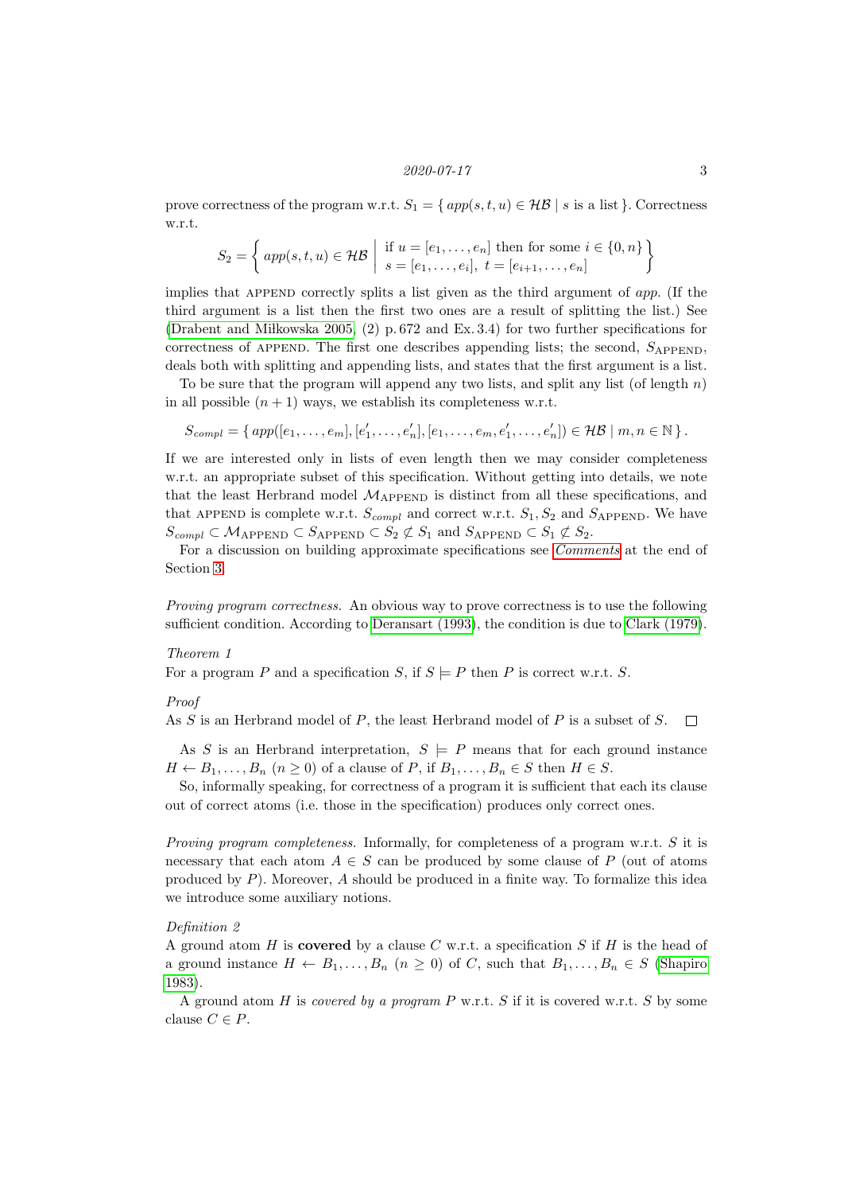prove correctness of the program w.r.t. $S_1 = \{ app(s,t,u) \in \mathcal{HB} \mid s \text{ is a list} \}$. Correctness w.r.t.

$$S_2 = \left\{ app(s,t,u) \in \mathcal{HB} \;\middle|\; \begin{array}{l} \text{if } u = [e_1,\ldots,e_n] \text{ then for some } i \in \{0,n\} \\ s = [e_1,\ldots,e_i],\ t = [e_{i+1},\ldots,e_n] \end{array} \right\}$$

implies that APPEND correctly splits a list given as the third argument of *app*. (If the third argument is a list then the first two ones are a result of splitting the list.) See (Drabent and Miłkowska 2005, (2) p. 672 and Ex. 3.4) for two further specifications for correctness of APPEND. The first one describes appending lists; the second, $S_{\text{APPEND}}$, deals both with splitting and appending lists, and states that the first argument is a list.

To be sure that the program will append any two lists, and split any list (of length $n$) in all possible $(n+1)$ ways, we establish its completeness w.r.t.

$$S_{compl} = \{ app([e_1,\ldots,e_m],[e'_1,\ldots,e'_n],[e_1,\ldots,e_m,e'_1,\ldots,e'_n]) \in \mathcal{HB} \mid m,n \in \mathbb{N} \}.$$

If we are interested only in lists of even length then we may consider completeness w.r.t. an appropriate subset of this specification. Without getting into details, we note that the least Herbrand model $\mathcal{M}_{\text{APPEND}}$ is distinct from all these specifications, and that APPEND is complete w.r.t. $S_{compl}$ and correct w.r.t. $S_1, S_2$ and $S_{\text{APPEND}}$. We have $S_{compl} \subset \mathcal{M}_{\text{APPEND}} \subset S_{\text{APPEND}} \subset S_2 \not\subseteq S_1$ and $S_{\text{APPEND}} \subset S_1 \not\subseteq S_2$.

For a discussion on building approximate specifications see *Comments* at the end of Section 3.

*Proving program correctness.* An obvious way to prove correctness is to use the following sufficient condition. According to Deransart (1993), the condition is due to Clark (1979).

*Theorem 1*

For a program $P$ and a specification $S$, if $S \models P$ then $P$ is correct w.r.t. $S$.

*Proof*

As $S$ is an Herbrand model of $P$, the least Herbrand model of $P$ is a subset of $S$. □

As $S$ is an Herbrand interpretation, $S \models P$ means that for each ground instance $H \leftarrow B_1,\ldots,B_n$ $(n \geq 0)$ of a clause of $P$, if $B_1,\ldots,B_n \in S$ then $H \in S$.

So, informally speaking, for correctness of a program it is sufficient that each its clause out of correct atoms (i.e. those in the specification) produces only correct ones.

*Proving program completeness.* Informally, for completeness of a program w.r.t. $S$ it is necessary that each atom $A \in S$ can be produced by some clause of $P$ (out of atoms produced by $P$). Moreover, $A$ should be produced in a finite way. To formalize this idea we introduce some auxiliary notions.

*Definition 2*

A ground atom $H$ is **covered** by a clause $C$ w.r.t. a specification $S$ if $H$ is the head of a ground instance $H \leftarrow B_1,\ldots,B_n$ $(n \geq 0)$ of $C$, such that $B_1,\ldots,B_n \in S$ (Shapiro 1983).

A ground atom $H$ is *covered by a program* $P$ w.r.t. $S$ if it is covered w.r.t. $S$ by some clause $C \in P$.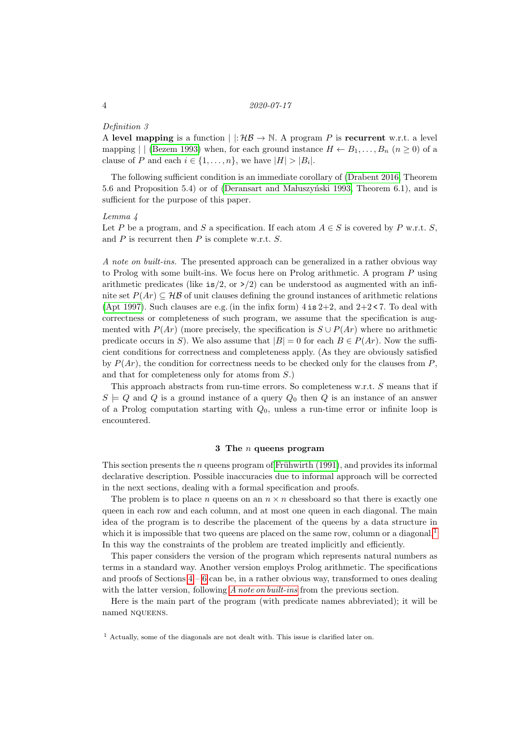*Definition 3*

A **level mapping** is a function $|\ |: \mathcal{HB} \to \mathbb{N}$. A program $P$ is **recurrent** w.r.t. a level mapping $|\ |$ (Bezem 1993) when, for each ground instance $H \leftarrow B_1, \ldots, B_n$ ($n \geq 0$) of a clause of $P$ and each $i \in \{1, \ldots, n\}$, we have $|H| > |B_i|$.

The following sufficient condition is an immediate corollary of (Drabent 2016, Theorem 5.6 and Proposition 5.4) or of (Deransart and Małuszyński 1993, Theorem 6.1), and is sufficient for the purpose of this paper.

*Lemma 4*

Let $P$ be a program, and $S$ a specification. If each atom $A \in S$ is covered by $P$ w.r.t. $S$, and $P$ is recurrent then $P$ is complete w.r.t. $S$.

*A note on built-ins.* The presented approach can be generalized in a rather obvious way to Prolog with some built-ins. We focus here on Prolog arithmetic. A program $P$ using arithmetic predicates (like `is`/2, or `>`/2) can be understood as augmented with an infinite set $P(Ar) \subseteq \mathcal{HB}$ of unit clauses defining the ground instances of arithmetic relations (Apt 1997). Such clauses are e.g. (in the infix form) `4 is 2+2`, and `2+2 < 7`. To deal with correctness or completeness of such program, we assume that the specification is augmented with $P(Ar)$ (more precisely, the specification is $S \cup P(Ar)$ where no arithmetic predicate occurs in $S$). We also assume that $|B| = 0$ for each $B \in P(Ar)$. Now the sufficient conditions for correctness and completeness apply. (As they are obviously satisfied by $P(Ar)$, the condition for correctness needs to be checked only for the clauses from $P$, and that for completeness only for atoms from $S$.)

This approach abstracts from run-time errors. So completeness w.r.t. $S$ means that if $S \models Q$ and $Q$ is a ground instance of a query $Q_0$ then $Q$ is an instance of an answer of a Prolog computation starting with $Q_0$, unless a run-time error or infinite loop is encountered.

## 3 The $n$ queens program

This section presents the $n$ queens program of Frühwirth (1991), and provides its informal declarative description. Possible inaccuracies due to informal approach will be corrected in the next sections, dealing with a formal specification and proofs.

The problem is to place $n$ queens on an $n \times n$ chessboard so that there is exactly one queen in each row and each column, and at most one queen in each diagonal. The main idea of the program is to describe the placement of the queens by a data structure in which it is impossible that two queens are placed on the same row, column or a diagonal.[1] In this way the constraints of the problem are treated implicitly and efficiently.

This paper considers the version of the program which represents natural numbers as terms in a standard way. Another version employs Prolog arithmetic. The specifications and proofs of Sections 4 – 6 can be, in a rather obvious way, transformed to ones dealing with the latter version, following *A note on built-ins* from the previous section.

Here is the main part of the program (with predicate names abbreviated); it will be named NQUEENS.

[1] Actually, some of the diagonals are not dealt with. This issue is clarified later on.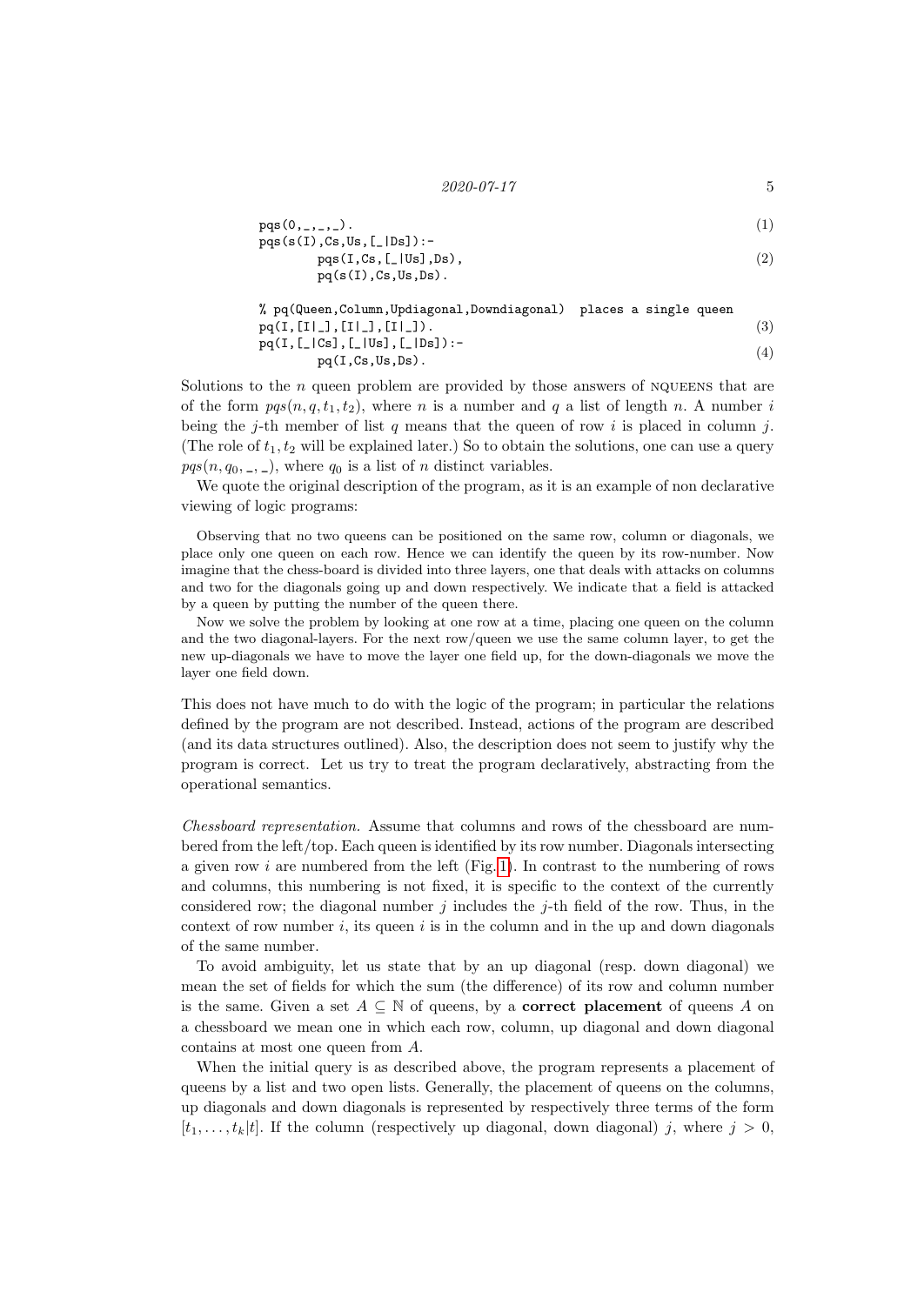```
pqs(0,_,_,_).                                              (1)
pqs(s(I),Cs,Us,[_|Ds]):-
        pqs(I,Cs,[_|Us],Ds),                               (2)
        pq(s(I),Cs,Us,Ds).

% pq(Queen,Column,Updiagonal,Downdiagonal)  places a single queen
pq(I,[I|_],[I|_],[I|_]).                                   (3)
pq(I,[_|Cs],[_|Us],[_|Ds]):-
        pq(I,Cs,Us,Ds).                                    (4)
```

Solutions to the $n$ queen problem are provided by those answers of NQUEENS that are of the form $pqs(n, q, t_1, t_2)$, where $n$ is a number and $q$ a list of length $n$. A number $i$ being the $j$-th member of list $q$ means that the queen of row $i$ is placed in column $j$. (The role of $t_1, t_2$ will be explained later.) So to obtain the solutions, one can use a query $pqs(n, q_0, \_, \_)$, where $q_0$ is a list of $n$ distinct variables.

We quote the original description of the program, as it is an example of non declarative viewing of logic programs:

> Observing that no two queens can be positioned on the same row, column or diagonals, we place only one queen on each row. Hence we can identify the queen by its row-number. Now imagine that the chess-board is divided into three layers, one that deals with attacks on columns and two for the diagonals going up and down respectively. We indicate that a field is attacked by a queen by putting the number of the queen there.
>
> Now we solve the problem by looking at one row at a time, placing one queen on the column and the two diagonal-layers. For the next row/queen we use the same column layer, to get the new up-diagonals we have to move the layer one field up, for the down-diagonals we move the layer one field down.

This does not have much to do with the logic of the program; in particular the relations defined by the program are not described. Instead, actions of the program are described (and its data structures outlined). Also, the description does not seem to justify why the program is correct. Let us try to treat the program declaratively, abstracting from the operational semantics.

*Chessboard representation.* Assume that columns and rows of the chessboard are numbered from the left/top. Each queen is identified by its row number. Diagonals intersecting a given row $i$ are numbered from the left (Fig. 1). In contrast to the numbering of rows and columns, this numbering is not fixed, it is specific to the context of the currently considered row; the diagonal number $j$ includes the $j$-th field of the row. Thus, in the context of row number $i$, its queen $i$ is in the column and in the up and down diagonals of the same number.

To avoid ambiguity, let us state that by an up diagonal (resp. down diagonal) we mean the set of fields for which the sum (the difference) of its row and column number is the same. Given a set $A \subseteq \mathbb{N}$ of queens, by a **correct placement** of queens $A$ on a chessboard we mean one in which each row, column, up diagonal and down diagonal contains at most one queen from $A$.

When the initial query is as described above, the program represents a placement of queens by a list and two open lists. Generally, the placement of queens on the columns, up diagonals and down diagonals is represented by respectively three terms of the form $[t_1, \ldots, t_k|t]$. If the column (respectively up diagonal, down diagonal) $j$, where $j > 0$,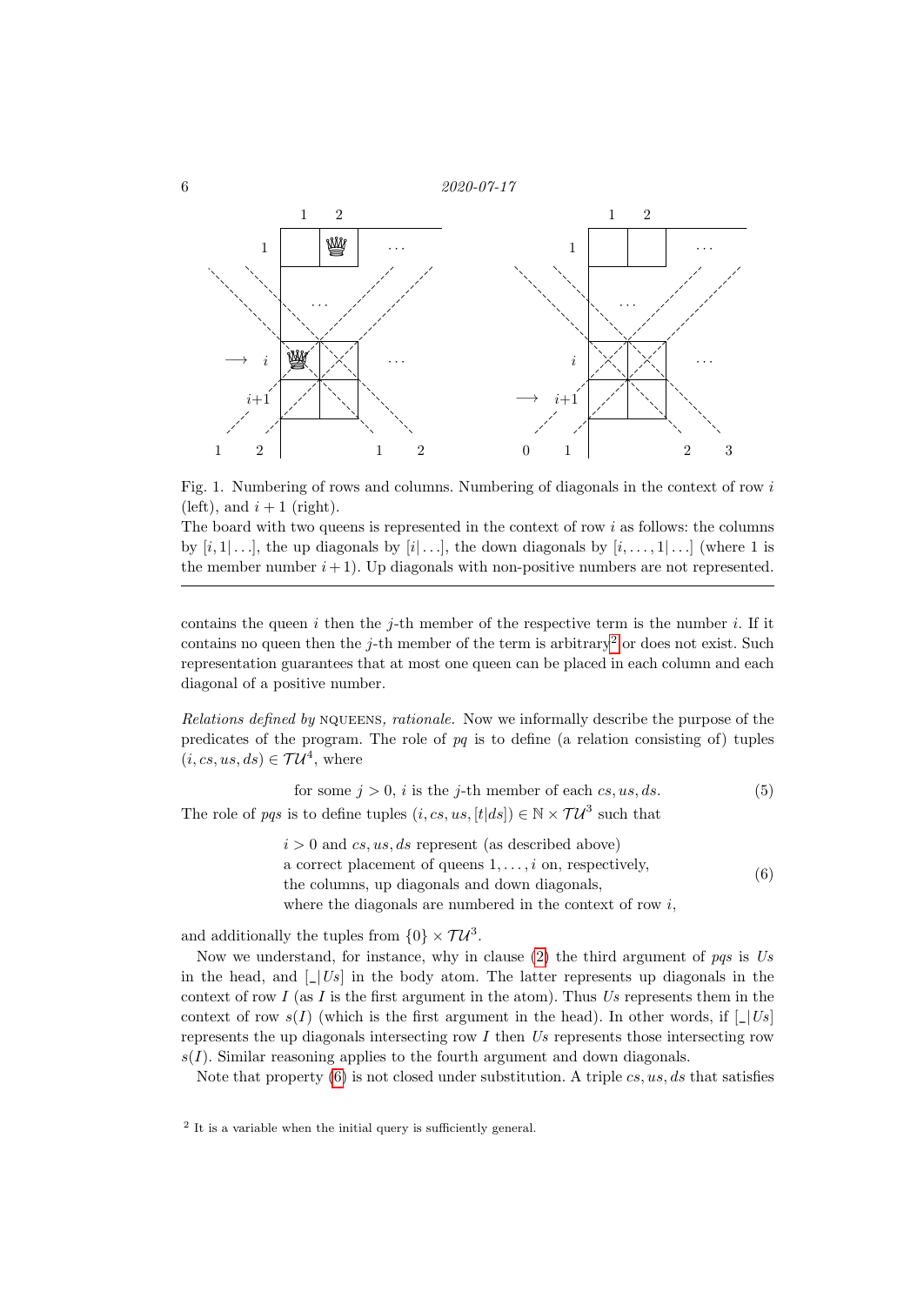Fig. 1. Numbering of rows and columns. Numbering of diagonals in the context of row $i$ (left), and $i+1$ (right).
The board with two queens is represented in the context of row $i$ as follows: the columns by $[i,1|\ldots]$, the up diagonals by $[i|\ldots]$, the down diagonals by $[i,\ldots,1|\ldots]$ (where 1 is the member number $i+1$). Up diagonals with non-positive numbers are not represented.

---

contains the queen $i$ then the $j$-th member of the respective term is the number $i$. If it contains no queen then the $j$-th member of the term is arbitrary[2] or does not exist. Such representation guarantees that at most one queen can be placed in each column and each diagonal of a positive number.

*Relations defined by* NQUEENS*, rationale.* Now we informally describe the purpose of the predicates of the program. The role of $pq$ is to define (a relation consisting of) tuples $(i, cs, us, ds) \in \mathcal{TU}^4$, where

$$\text{for some } j > 0,\ i \text{ is the } j\text{-th member of each } cs, us, ds. \tag{5}$$

The role of $pqs$ is to define tuples $(i, cs, us, [t|ds]) \in \mathbb{N} \times \mathcal{TU}^3$ such that

$$\begin{array}{l} i > 0 \text{ and } cs, us, ds \text{ represent (as described above)} \\ \text{a correct placement of queens } 1, \ldots, i \text{ on, respectively,} \\ \text{the columns, up diagonals and down diagonals,} \\ \text{where the diagonals are numbered in the context of row } i, \end{array} \tag{6}$$

and additionally the tuples from $\{0\} \times \mathcal{TU}^3$.

Now we understand, for instance, why in clause (2) the third argument of $pqs$ is $Us$ in the head, and $[\_|Us]$ in the body atom. The latter represents up diagonals in the context of row $I$ (as $I$ is the first argument in the atom). Thus $Us$ represents them in the context of row $s(I)$ (which is the first argument in the head). In other words, if $[\_|Us]$ represents the up diagonals intersecting row $I$ then $Us$ represents those intersecting row $s(I)$. Similar reasoning applies to the fourth argument and down diagonals.

Note that property (6) is not closed under substitution. A triple $cs, us, ds$ that satisfies

[2] It is a variable when the initial query is sufficiently general.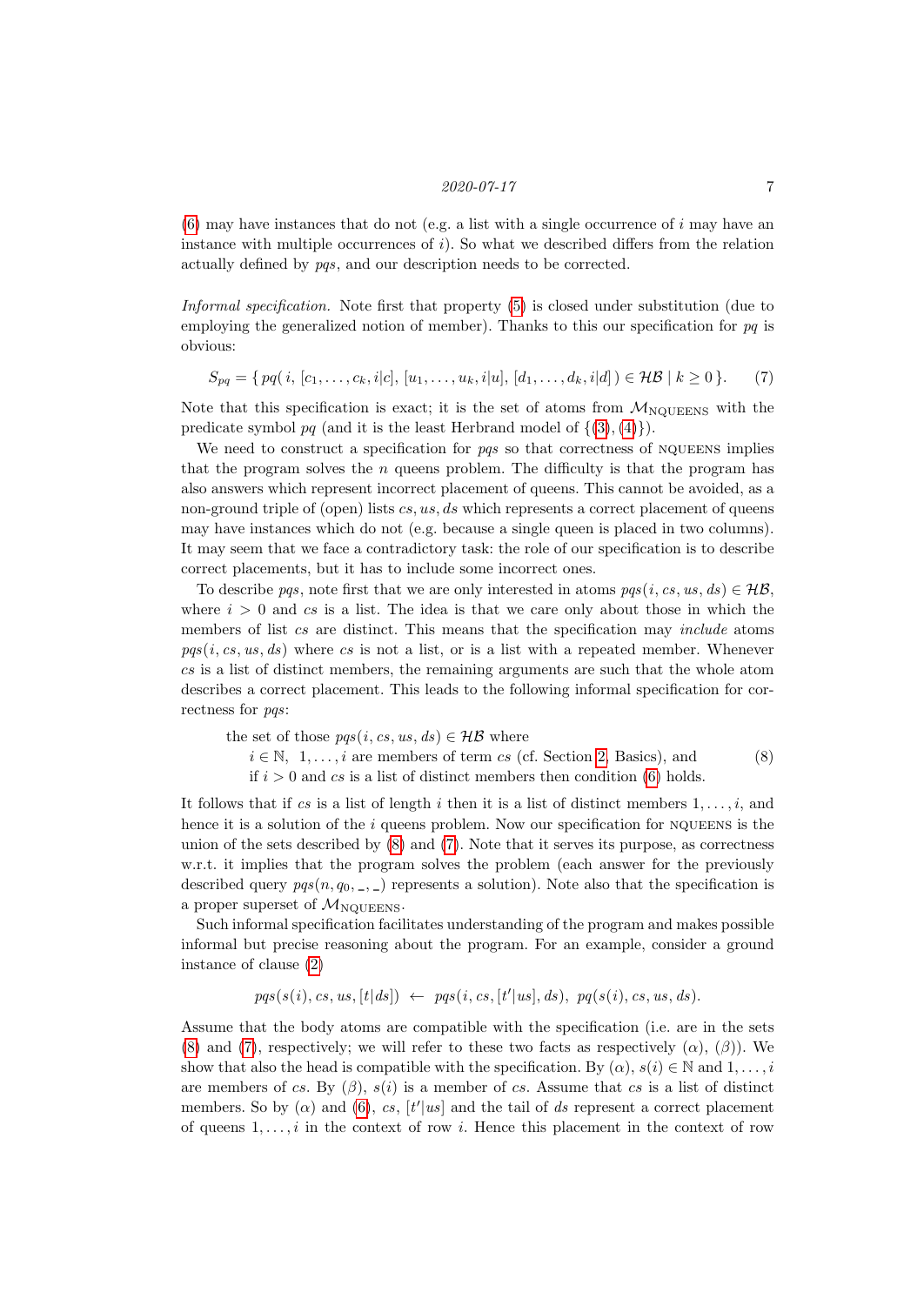(6) may have instances that do not (e.g. a list with a single occurrence of $i$ may have an instance with multiple occurrences of $i$). So what we described differs from the relation actually defined by *pqs*, and our description needs to be corrected.

*Informal specification.* Note first that property (5) is closed under substitution (due to employing the generalized notion of member). Thanks to this our specification for *pq* is obvious:

$$S_{pq} = \{\, pq(\, i,\ [c_1,\ldots,c_k,i|c],\ [u_1,\ldots,u_k,i|u],\ [d_1,\ldots,d_k,i|d]\,) \in \mathcal{HB} \mid k \geq 0\,\}. \tag{7}$$

Note that this specification is exact; it is the set of atoms from $\mathcal{M}_{\text{NQUEENS}}$ with the predicate symbol *pq* (and it is the least Herbrand model of $\{(3), (4)\}$).

We need to construct a specification for *pqs* so that correctness of NQUEENS implies that the program solves the $n$ queens problem. The difficulty is that the program has also answers which represent incorrect placement of queens. This cannot be avoided, as a non-ground triple of (open) lists $cs, us, ds$ which represents a correct placement of queens may have instances which do not (e.g. because a single queen is placed in two columns). It may seem that we face a contradictory task: the role of our specification is to describe correct placements, but it has to include some incorrect ones.

To describe *pqs*, note first that we are only interested in atoms $pqs(i, cs, us, ds) \in \mathcal{HB}$, where $i > 0$ and $cs$ is a list. The idea is that we care only about those in which the members of list $cs$ are distinct. This means that the specification may *include* atoms $pqs(i, cs, us, ds)$ where $cs$ is not a list, or is a list with a repeated member. Whenever $cs$ is a list of distinct members, the remaining arguments are such that the whole atom describes a correct placement. This leads to the following informal specification for correctness for *pqs*:

> the set of those $pqs(i, cs, us, ds) \in \mathcal{HB}$ where
> $i \in \mathbb{N}$, $1, \ldots, i$ are members of term $cs$ (cf. Section 2, Basics), and
> if $i > 0$ and $cs$ is a list of distinct members then condition (6) holds. (8)

It follows that if $cs$ is a list of length $i$ then it is a list of distinct members $1, \ldots, i$, and hence it is a solution of the $i$ queens problem. Now our specification for NQUEENS is the union of the sets described by (8) and (7). Note that it serves its purpose, as correctness w.r.t. it implies that the program solves the problem (each answer for the previously described query $pqs(n, q_0, \_, \_)$ represents a solution). Note also that the specification is a proper superset of $\mathcal{M}_{\text{NQUEENS}}$.

Such informal specification facilitates understanding of the program and makes possible informal but precise reasoning about the program. For an example, consider a ground instance of clause (2)

$$pqs(s(i), cs, us, [t|ds]) \ \leftarrow\ pqs(i, cs, [t'|us], ds),\ pq(s(i), cs, us, ds).$$

Assume that the body atoms are compatible with the specification (i.e. are in the sets (8) and (7), respectively; we will refer to these two facts as respectively ($\alpha$), ($\beta$)). We show that also the head is compatible with the specification. By ($\alpha$), $s(i) \in \mathbb{N}$ and $1, \ldots, i$ are members of $cs$. By ($\beta$), $s(i)$ is a member of $cs$. Assume that $cs$ is a list of distinct members. So by ($\alpha$) and (6), $cs$, $[t'|us]$ and the tail of $ds$ represent a correct placement of queens $1, \ldots, i$ in the context of row $i$. Hence this placement in the context of row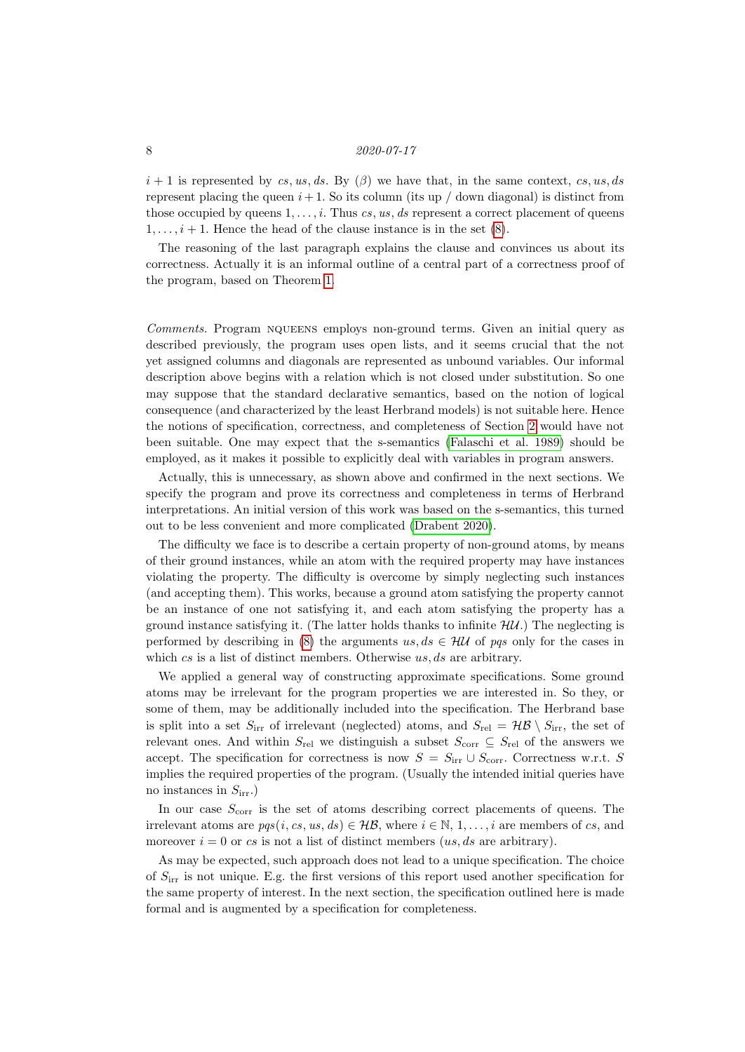$i+1$ is represented by $cs, us, ds$. By ($\beta$) we have that, in the same context, $cs, us, ds$ represent placing the queen $i+1$. So its column (its up / down diagonal) is distinct from those occupied by queens $1, \ldots, i$. Thus $cs, us, ds$ represent a correct placement of queens $1, \ldots, i+1$. Hence the head of the clause instance is in the set (8).

The reasoning of the last paragraph explains the clause and convinces us about its correctness. Actually it is an informal outline of a central part of a correctness proof of the program, based on Theorem 1.

*Comments.* Program NQUEENS employs non-ground terms. Given an initial query as described previously, the program uses open lists, and it seems crucial that the not yet assigned columns and diagonals are represented as unbound variables. Our informal description above begins with a relation which is not closed under substitution. So one may suppose that the standard declarative semantics, based on the notion of logical consequence (and characterized by the least Herbrand models) is not suitable here. Hence the notions of specification, correctness, and completeness of Section 2 would have not been suitable. One may expect that the s-semantics (Falaschi et al. 1989) should be employed, as it makes it possible to explicitly deal with variables in program answers.

Actually, this is unnecessary, as shown above and confirmed in the next sections. We specify the program and prove its correctness and completeness in terms of Herbrand interpretations. An initial version of this work was based on the s-semantics, this turned out to be less convenient and more complicated (Drabent 2020).

The difficulty we face is to describe a certain property of non-ground atoms, by means of their ground instances, while an atom with the required property may have instances violating the property. The difficulty is overcome by simply neglecting such instances (and accepting them). This works, because a ground atom satisfying the property cannot be an instance of one not satisfying it, and each atom satisfying the property has a ground instance satisfying it. (The latter holds thanks to infinite $\mathcal{HU}$.) The neglecting is performed by describing in (8) the arguments $us, ds \in \mathcal{HU}$ of $pqs$ only for the cases in which $cs$ is a list of distinct members. Otherwise $us, ds$ are arbitrary.

We applied a general way of constructing approximate specifications. Some ground atoms may be irrelevant for the program properties we are interested in. So they, or some of them, may be additionally included into the specification. The Herbrand base is split into a set $S_{\rm irr}$ of irrelevant (neglected) atoms, and $S_{\rm rel} = \mathcal{HB} \setminus S_{\rm irr}$, the set of relevant ones. And within $S_{\rm rel}$ we distinguish a subset $S_{\rm corr} \subseteq S_{\rm rel}$ of the answers we accept. The specification for correctness is now $S = S_{\rm irr} \cup S_{\rm corr}$. Correctness w.r.t. $S$ implies the required properties of the program. (Usually the intended initial queries have no instances in $S_{\rm irr}$.)

In our case $S_{\rm corr}$ is the set of atoms describing correct placements of queens. The irrelevant atoms are $pqs(i, cs, us, ds) \in \mathcal{HB}$, where $i \in \mathbb{N}$, $1, \ldots, i$ are members of $cs$, and moreover $i = 0$ or $cs$ is not a list of distinct members ($us, ds$ are arbitrary).

As may be expected, such approach does not lead to a unique specification. The choice of $S_{\rm irr}$ is not unique. E.g. the first versions of this report used another specification for the same property of interest. In the next section, the specification outlined here is made formal and is augmented by a specification for completeness.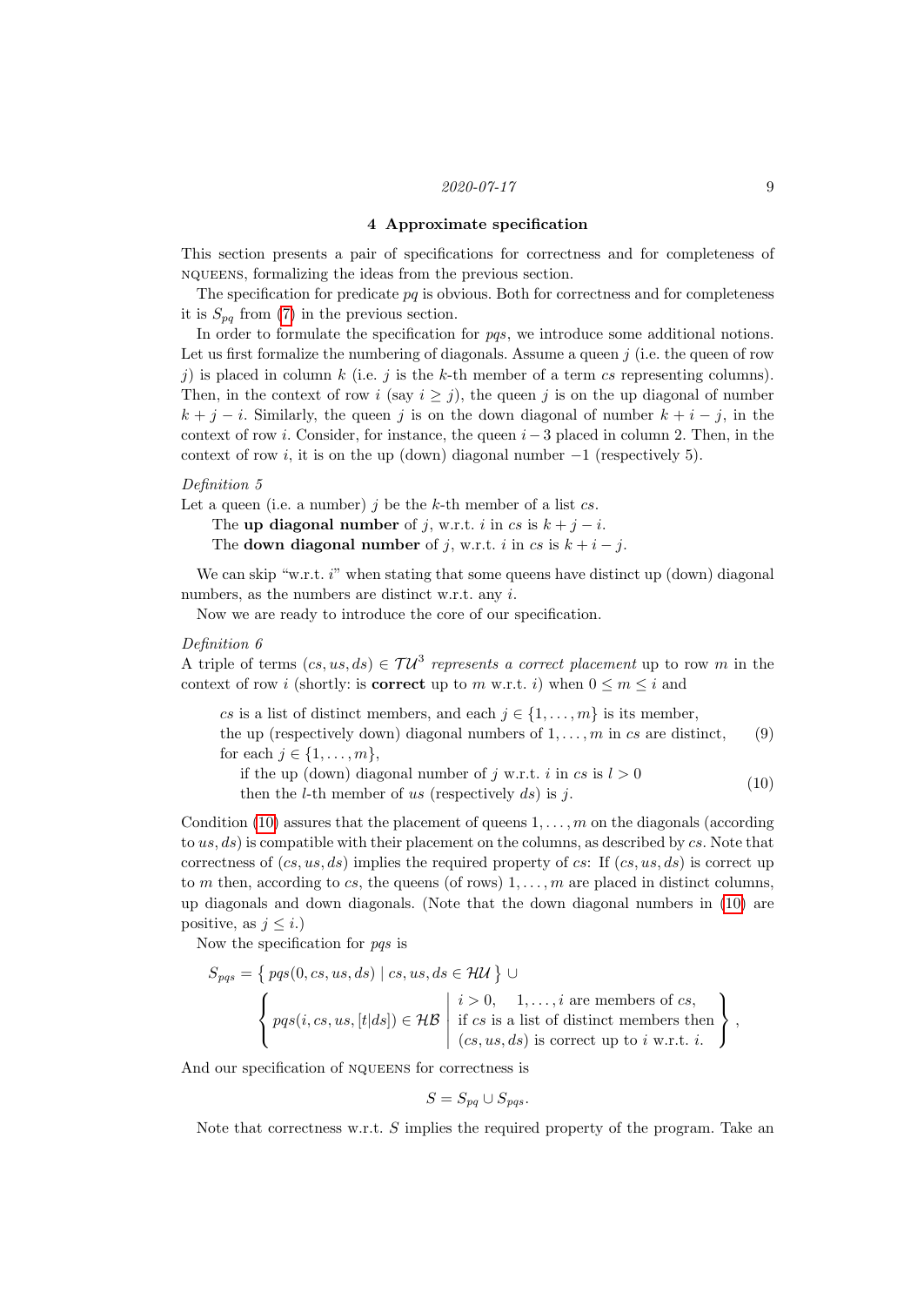## 4 Approximate specification

This section presents a pair of specifications for correctness and for completeness of NQUEENS, formalizing the ideas from the previous section.

The specification for predicate *pq* is obvious. Both for correctness and for completeness it is $S_{pq}$ from (7) in the previous section.

In order to formulate the specification for *pqs*, we introduce some additional notions. Let us first formalize the numbering of diagonals. Assume a queen $j$ (i.e. the queen of row $j$) is placed in column $k$ (i.e. $j$ is the $k$-th member of a term $cs$ representing columns). Then, in the context of row $i$ (say $i \geq j$), the queen $j$ is on the up diagonal of number $k + j - i$. Similarly, the queen $j$ is on the down diagonal of number $k + i - j$, in the context of row $i$. Consider, for instance, the queen $i - 3$ placed in column 2. Then, in the context of row $i$, it is on the up (down) diagonal number $-1$ (respectively 5).

*Definition 5*

Let a queen (i.e. a number) $j$ be the $k$-th member of a list $cs$.

The **up diagonal number** of $j$, w.r.t. $i$ in $cs$ is $k + j - i$.

The **down diagonal number** of $j$, w.r.t. $i$ in $cs$ is $k + i - j$.

We can skip "w.r.t. $i$" when stating that some queens have distinct up (down) diagonal numbers, as the numbers are distinct w.r.t. any $i$.

Now we are ready to introduce the core of our specification.

*Definition 6*

A triple of terms $(cs, us, ds) \in \mathcal{TU}^3$ *represents a correct placement* up to row $m$ in the context of row $i$ (shortly: is **correct** up to $m$ w.r.t. $i$) when $0 \leq m \leq i$ and

$$\begin{array}{l} cs \text{ is a list of distinct members, and each } j \in \{1, \ldots, m\} \text{ is its member,} \\ \text{the up (respectively down) diagonal numbers of } 1, \ldots, m \text{ in } cs \text{ are distinct,} \end{array} \qquad (9)$$

$$\begin{array}{l} \text{for each } j \in \{1, \ldots, m\}, \\ \quad \text{if the up (down) diagonal number of } j \text{ w.r.t. } i \text{ in } cs \text{ is } l > 0 \\ \quad \text{then the } l\text{-th member of } us \text{ (respectively } ds) \text{ is } j. \end{array} \qquad (10)$$

Condition (10) assures that the placement of queens $1, \ldots, m$ on the diagonals (according to $us, ds$) is compatible with their placement on the columns, as described by $cs$. Note that correctness of $(cs, us, ds)$ implies the required property of $cs$: If $(cs, us, ds)$ is correct up to $m$ then, according to $cs$, the queens (of rows) $1, \ldots, m$ are placed in distinct columns, up diagonals and down diagonals. (Note that the down diagonal numbers in (10) are positive, as $j \leq i$.)

Now the specification for *pqs* is

$$S_{pqs} = \{\, pqs(0, cs, us, ds) \mid cs, us, ds \in \mathcal{HU} \,\} \cup \left\{ pqs(i, cs, us, [t|ds]) \in \mathcal{HB} \;\middle|\; \begin{array}{l} i > 0, \quad 1, \ldots, i \text{ are members of } cs, \\ \text{if } cs \text{ is a list of distinct members then} \\ (cs, us, ds) \text{ is correct up to } i \text{ w.r.t. } i. \end{array} \right\},$$

And our specification of NQUEENS for correctness is

$$S = S_{pq} \cup S_{pqs}.$$

Note that correctness w.r.t. $S$ implies the required property of the program. Take an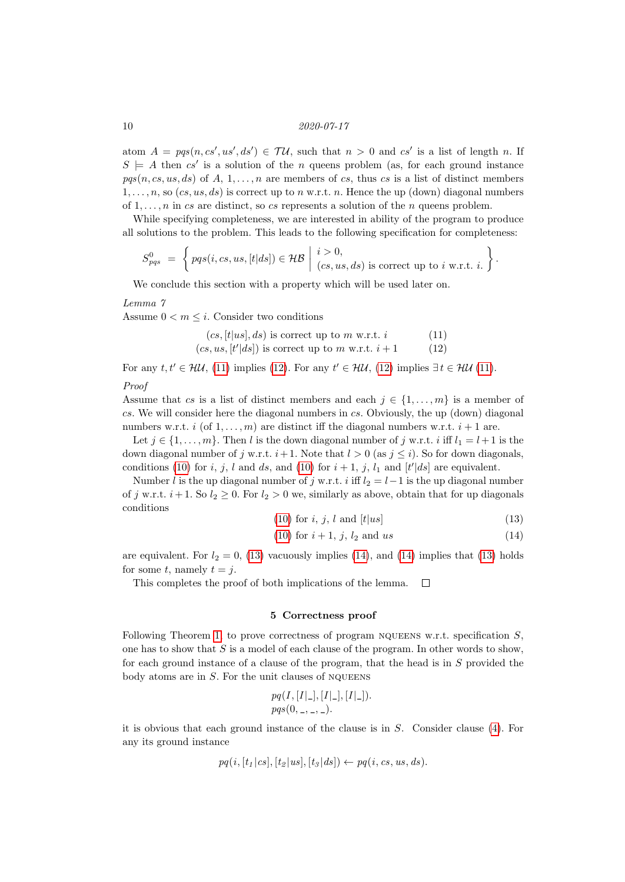atom $A = pqs(n, cs', us', ds') \in \mathcal{TU}$, such that $n > 0$ and $cs'$ is a list of length $n$. If $S \models A$ then $cs'$ is a solution of the $n$ queens problem (as, for each ground instance $pqs(n, cs, us, ds)$ of $A$, $1, \ldots, n$ are members of $cs$, thus $cs$ is a list of distinct members $1, \ldots, n$, so $(cs, us, ds)$ is correct up to $n$ w.r.t. $n$. Hence the up (down) diagonal numbers of $1, \ldots, n$ in $cs$ are distinct, so $cs$ represents a solution of the $n$ queens problem.

While specifying completeness, we are interested in ability of the program to produce all solutions to the problem. This leads to the following specification for completeness:

$$S^0_{pqs} = \left\{ pqs(i, cs, us, [t|ds]) \in \mathcal{HB} \;\middle|\; \begin{array}{l} i > 0, \\ (cs, us, ds) \text{ is correct up to } i \text{ w.r.t. } i. \end{array} \right\}.$$

We conclude this section with a property which will be used later on.

*Lemma 7*

Assume $0 < m \leq i$. Consider two conditions

$$(cs, [t|us], ds) \text{ is correct up to } m \text{ w.r.t. } i \qquad (11)$$
$$(cs, us, [t'|ds]) \text{ is correct up to } m \text{ w.r.t. } i + 1 \qquad (12)$$

For any $t, t' \in \mathcal{HU}$, (11) implies (12). For any $t' \in \mathcal{HU}$, (12) implies $\exists\, t \in \mathcal{HU}$ (11).

*Proof*

Assume that $cs$ is a list of distinct members and each $j \in \{1, \ldots, m\}$ is a member of $cs$. We will consider here the diagonal numbers in $cs$. Obviously, the up (down) diagonal numbers w.r.t. $i$ (of $1, \ldots, m$) are distinct iff the diagonal numbers w.r.t. $i+1$ are.

Let $j \in \{1, \ldots, m\}$. Then $l$ is the down diagonal number of $j$ w.r.t. $i$ iff $l_1 = l+1$ is the down diagonal number of $j$ w.r.t. $i+1$. Note that $l > 0$ (as $j \leq i$). So for down diagonals, conditions (10) for $i$, $j$, $l$ and $ds$, and (10) for $i+1$, $j$, $l_1$ and $[t'|ds]$ are equivalent.

Number $l$ is the up diagonal number of $j$ w.r.t. $i$ iff $l_2 = l - 1$ is the up diagonal number of $j$ w.r.t. $i+1$. So $l_2 \geq 0$. For $l_2 > 0$ we, similarly as above, obtain that for up diagonals conditions

$$(10) \text{ for } i,\ j,\ l \text{ and } [t|us] \qquad (13)$$
$$(10) \text{ for } i+1,\ j,\ l_2 \text{ and } us \qquad (14)$$

are equivalent. For $l_2 = 0$, (13) vacuously implies (14), and (14) implies that (13) holds for some $t$, namely $t = j$.

This completes the proof of both implications of the lemma. □

## 5 Correctness proof

Following Theorem 1, to prove correctness of program NQUEENS w.r.t. specification $S$, one has to show that $S$ is a model of each clause of the program. In other words to show, for each ground instance of a clause of the program, that the head is in $S$ provided the body atoms are in $S$. For the unit clauses of NQUEENS

$$pq(I, [I|\_], [I|\_], [I|\_]).$$
$$pqs(0, \_, \_, \_).$$

it is obvious that each ground instance of the clause is in $S$. Consider clause (4). For any its ground instance

$$pq(i, [t_1|cs], [t_2|us], [t_3|ds]) \leftarrow pq(i, cs, us, ds).$$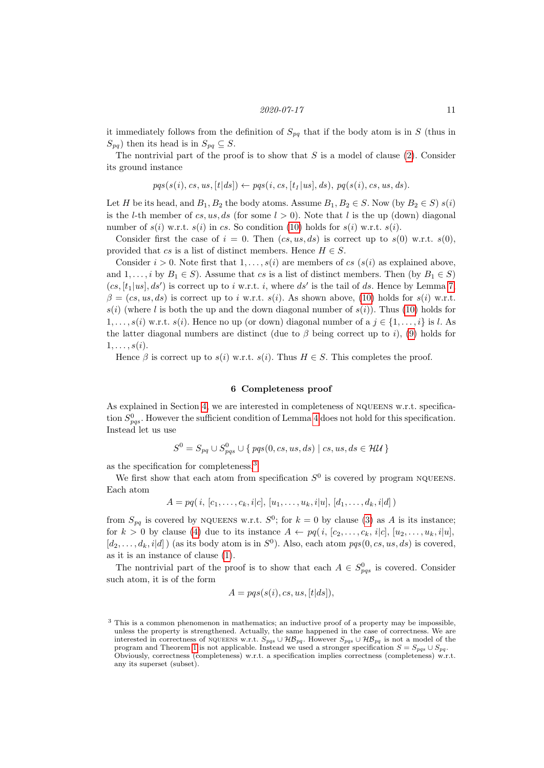it immediately follows from the definition of $S_{pq}$ that if the body atom is in $S$ (thus in $S_{pq}$) then its head is in $S_{pq} \subseteq S$.

The nontrivial part of the proof is to show that $S$ is a model of clause (2). Consider its ground instance

$$pqs(s(i), cs, us, [t|ds]) \leftarrow pqs(i, cs, [t_1|us], ds),\ pq(s(i), cs, us, ds).$$

Let $H$ be its head, and $B_1, B_2$ the body atoms. Assume $B_1, B_2 \in S$. Now (by $B_2 \in S$) $s(i)$ is the $l$-th member of $cs, us, ds$ (for some $l > 0$). Note that $l$ is the up (down) diagonal number of $s(i)$ w.r.t. $s(i)$ in $cs$. So condition (10) holds for $s(i)$ w.r.t. $s(i)$.

Consider first the case of $i = 0$. Then $(cs, us, ds)$ is correct up to $s(0)$ w.r.t. $s(0)$, provided that $cs$ is a list of distinct members. Hence $H \in S$.

Consider $i > 0$. Note first that $1, \ldots, s(i)$ are members of $cs$ ($s(i)$ as explained above, and $1, \ldots, i$ by $B_1 \in S$). Assume that $cs$ is a list of distinct members. Then (by $B_1 \in S$) $(cs, [t_1|us], ds')$ is correct up to $i$ w.r.t. $i$, where $ds'$ is the tail of $ds$. Hence by Lemma 7 $\beta = (cs, us, ds)$ is correct up to $i$ w.r.t. $s(i)$. As shown above, (10) holds for $s(i)$ w.r.t. $s(i)$ (where $l$ is both the up and the down diagonal number of $s(i)$). Thus (10) holds for $1, \ldots, s(i)$ w.r.t. $s(i)$. Hence no up (or down) diagonal number of a $j \in \{1, \ldots, i\}$ is $l$. As the latter diagonal numbers are distinct (due to $\beta$ being correct up to $i$), (9) holds for $1, \ldots, s(i)$.

Hence $\beta$ is correct up to $s(i)$ w.r.t. $s(i)$. Thus $H \in S$. This completes the proof.

## 6 Completeness proof

As explained in Section 4, we are interested in completeness of NQUEENS w.r.t. specification $S^0_{pqs}$. However the sufficient condition of Lemma 4 does not hold for this specification. Instead let us use

$$S^0 = S_{pq} \cup S^0_{pqs} \cup \{\, pqs(0, cs, us, ds) \mid cs, us, ds \in \mathcal{HU} \,\}$$

as the specification for completeness.[3]

We first show that each atom from specification $S^0$ is covered by program NQUEENS. Each atom

$$A = pq(\, i,\ [c_1, \ldots, c_k, i|c],\ [u_1, \ldots, u_k, i|u],\ [d_1, \ldots, d_k, i|d]\,)$$

from $S_{pq}$ is covered by NQUEENS w.r.t. $S^0$; for $k = 0$ by clause (3) as $A$ is its instance; for $k > 0$ by clause (4) due to its instance $A \leftarrow pq(\, i, [c_2, \ldots, c_k, i|c], [u_2, \ldots, u_k, i|u], [d_2, \ldots, d_k, i|d]\,)$ (as its body atom is in $S^0$). Also, each atom $pqs(0, cs, us, ds)$ is covered, as it is an instance of clause (1).

The nontrivial part of the proof is to show that each $A \in S^0_{pqs}$ is covered. Consider such atom, it is of the form

$$A = pqs(s(i), cs, us, [t|ds]),$$

[3] This is a common phenomenon in mathematics; an inductive proof of a property may be impossible, unless the property is strengthened. Actually, the same happened in the case of correctness. We are interested in correctness of NQUEENS w.r.t. $S_{pqs} \cup \mathcal{HB}_{pq}$. However $S_{pqs} \cup \mathcal{HB}_{pq}$ is not a model of the program and Theorem 1 is not applicable. Instead we used a stronger specification $S = S_{pqs} \cup S_{pq}$. Obviously, correctness (completeness) w.r.t. a specification implies correctness (completeness) w.r.t. any its superset (subset).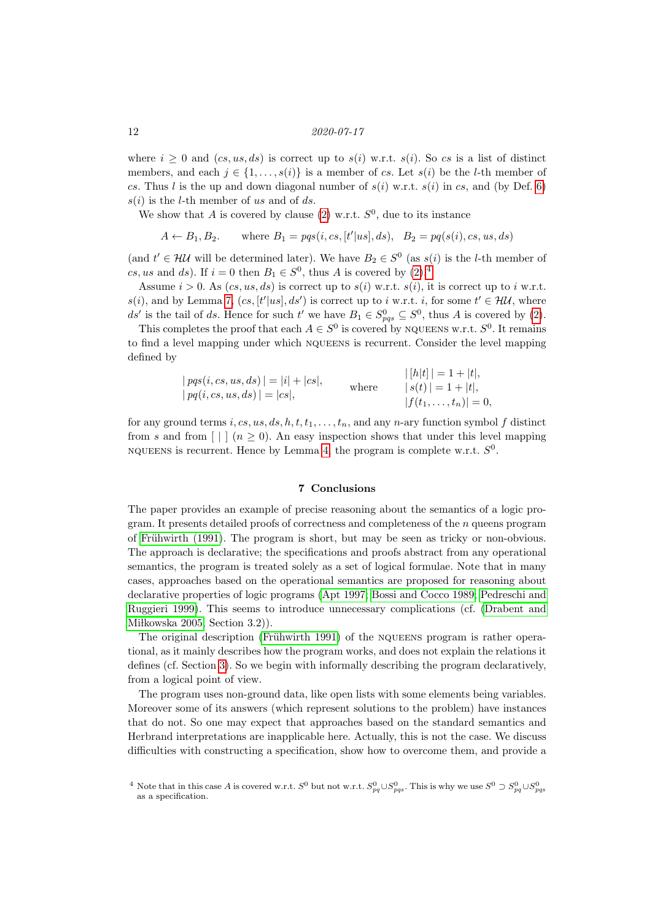where $i \geq 0$ and $(cs, us, ds)$ is correct up to $s(i)$ w.r.t. $s(i)$. So $cs$ is a list of distinct members, and each $j \in \{1, \ldots, s(i)\}$ is a member of $cs$. Let $s(i)$ be the $l$-th member of $cs$. Thus $l$ is the up and down diagonal number of $s(i)$ w.r.t. $s(i)$ in $cs$, and (by Def. 6) $s(i)$ is the $l$-th member of $us$ and of $ds$.

We show that $A$ is covered by clause (2) w.r.t. $S^0$, due to its instance

$$A \leftarrow B_1, B_2. \qquad \text{where } B_1 = pqs(i, cs, [t'|us], ds), \quad B_2 = pq(s(i), cs, us, ds)$$

(and $t' \in \mathcal{HU}$ will be determined later). We have $B_2 \in S^0$ (as $s(i)$ is the $l$-th member of $cs, us$ and $ds$). If $i = 0$ then $B_1 \in S^0$, thus $A$ is covered by (2).[4]

Assume $i > 0$. As $(cs, us, ds)$ is correct up to $s(i)$ w.r.t. $s(i)$, it is correct up to $i$ w.r.t. $s(i)$, and by Lemma 7, $(cs, [t'|us], ds')$ is correct up to $i$ w.r.t. $i$, for some $t' \in \mathcal{HU}$, where $ds'$ is the tail of $ds$. Hence for such $t'$ we have $B_1 \in S^0_{pqs} \subseteq S^0$, thus $A$ is covered by (2).

This completes the proof that each $A \in S^0$ is covered by NQUEENS w.r.t. $S^0$. It remains to find a level mapping under which NQUEENS is recurrent. Consider the level mapping defined by

$$\begin{array}{lcl} |\, pqs(i, cs, us, ds)\,| = |i| + |cs|, & \qquad \text{where} \qquad & |\,[h|t]\,| = 1 + |t|, \\ |\, pq(i, cs, us, ds)\,| = |cs|, & & |\, s(t)\,| = 1 + |t|, \\ & & |f(t_1, \ldots, t_n)| = 0, \end{array}$$

for any ground terms $i, cs, us, ds, h, t, t_1, \ldots, t_n$, and any $n$-ary function symbol $f$ distinct from $s$ and from $[\ |\ ]$ $(n \geq 0)$. An easy inspection shows that under this level mapping NQUEENS is recurrent. Hence by Lemma 4, the program is complete w.r.t. $S^0$.

## 7 Conclusions

The paper provides an example of precise reasoning about the semantics of a logic program. It presents detailed proofs of correctness and completeness of the $n$ queens program of Frühwirth (1991). The program is short, but may be seen as tricky or non-obvious. The approach is declarative; the specifications and proofs abstract from any operational semantics, the program is treated solely as a set of logical formulae. Note that in many cases, approaches based on the operational semantics are proposed for reasoning about declarative properties of logic programs (Apt 1997; Bossi and Cocco 1989; Pedreschi and Ruggieri 1999). This seems to introduce unnecessary complications (cf. (Drabent and Miłkowska 2005, Section 3.2)).

The original description (Frühwirth 1991) of the NQUEENS program is rather operational, as it mainly describes how the program works, and does not explain the relations it defines (cf. Section 3). So we begin with informally describing the program declaratively, from a logical point of view.

The program uses non-ground data, like open lists with some elements being variables. Moreover some of its answers (which represent solutions to the problem) have instances that do not. So one may expect that approaches based on the standard semantics and Herbrand interpretations are inapplicable here. Actually, this is not the case. We discuss difficulties with constructing a specification, show how to overcome them, and provide a

[4] Note that in this case $A$ is covered w.r.t. $S^0$ but not w.r.t. $S^0_{pq} \cup S^0_{pqs}$. This is why we use $S^0 \supset S^0_{pq} \cup S^0_{pqs}$ as a specification.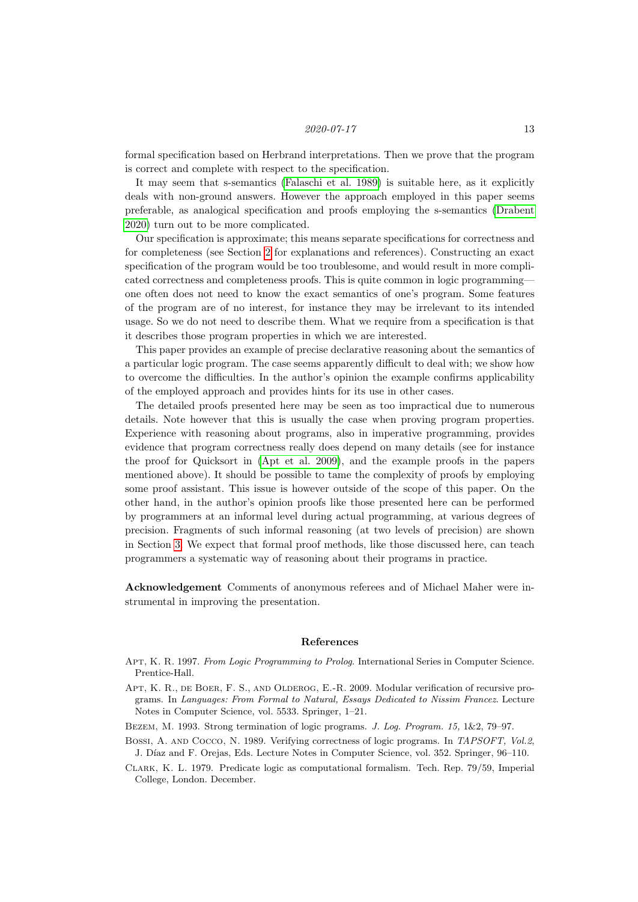formal specification based on Herbrand interpretations. Then we prove that the program is correct and complete with respect to the specification.

It may seem that s-semantics (Falaschi et al. 1989) is suitable here, as it explicitly deals with non-ground answers. However the approach employed in this paper seems preferable, as analogical specification and proofs employing the s-semantics (Drabent 2020) turn out to be more complicated.

Our specification is approximate; this means separate specifications for correctness and for completeness (see Section 2 for explanations and references). Constructing an exact specification of the program would be too troublesome, and would result in more complicated correctness and completeness proofs. This is quite common in logic programming—one often does not need to know the exact semantics of one's program. Some features of the program are of no interest, for instance they may be irrelevant to its intended usage. So we do not need to describe them. What we require from a specification is that it describes those program properties in which we are interested.

This paper provides an example of precise declarative reasoning about the semantics of a particular logic program. The case seems apparently difficult to deal with; we show how to overcome the difficulties. In the author's opinion the example confirms applicability of the employed approach and provides hints for its use in other cases.

The detailed proofs presented here may be seen as too impractical due to numerous details. Note however that this is usually the case when proving program properties. Experience with reasoning about programs, also in imperative programming, provides evidence that program correctness really does depend on many details (see for instance the proof for Quicksort in (Apt et al. 2009), and the example proofs in the papers mentioned above). It should be possible to tame the complexity of proofs by employing some proof assistant. This issue is however outside of the scope of this paper. On the other hand, in the author's opinion proofs like those presented here can be performed by programmers at an informal level during actual programming, at various degrees of precision. Fragments of such informal reasoning (at two levels of precision) are shown in Section 3. We expect that formal proof methods, like those discussed here, can teach programmers a systematic way of reasoning about their programs in practice.

**Acknowledgement** Comments of anonymous referees and of Michael Maher were instrumental in improving the presentation.

## References

Apt, K. R. 1997. *From Logic Programming to Prolog*. International Series in Computer Science. Prentice-Hall.

Apt, K. R., de Boer, F. S., and Olderog, E.-R. 2009. Modular verification of recursive programs. In *Languages: From Formal to Natural, Essays Dedicated to Nissim Francez*. Lecture Notes in Computer Science, vol. 5533. Springer, 1–21.

Bezem, M. 1993. Strong termination of logic programs. *J. Log. Program. 15,* 1&2, 79–97.

Bossi, A. and Cocco, N. 1989. Verifying correctness of logic programs. In *TAPSOFT, Vol.2*, J. Díaz and F. Orejas, Eds. Lecture Notes in Computer Science, vol. 352. Springer, 96–110.

Clark, K. L. 1979. Predicate logic as computational formalism. Tech. Rep. 79/59, Imperial College, London. December.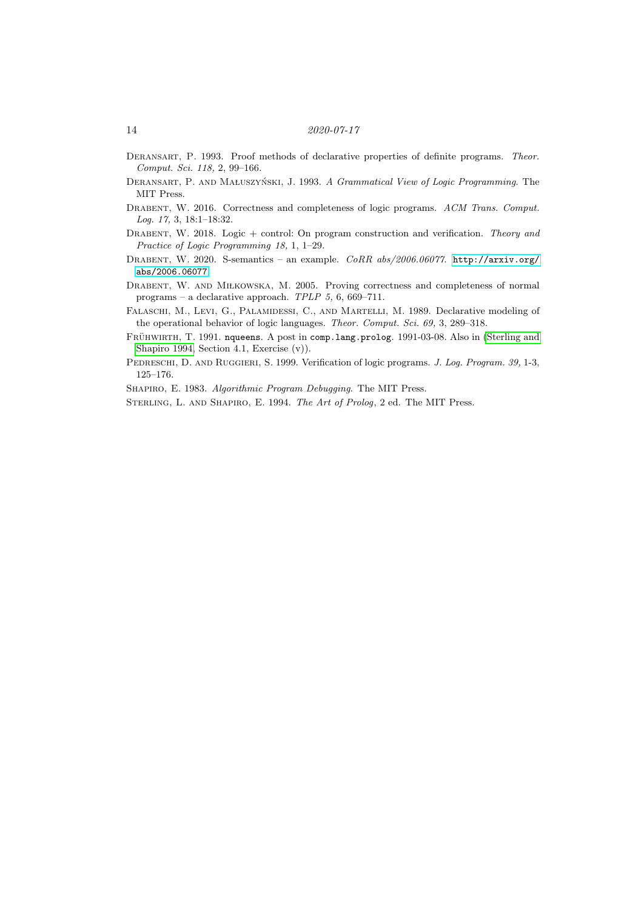Deransart, P. 1993. Proof methods of declarative properties of definite programs. *Theor. Comput. Sci. 118,* 2, 99–166.

Deransart, P. and Małuszyński, J. 1993. *A Grammatical View of Logic Programming*. The MIT Press.

Drabent, W. 2016. Correctness and completeness of logic programs. *ACM Trans. Comput. Log. 17,* 3, 18:1–18:32.

Drabent, W. 2018. Logic + control: On program construction and verification. *Theory and Practice of Logic Programming 18,* 1, 1–29.

Drabent, W. 2020. S-semantics – an example. *CoRR abs/2006.06077*. `http://arxiv.org/abs/2006.06077`

Drabent, W. and Miłkowska, M. 2005. Proving correctness and completeness of normal programs – a declarative approach. *TPLP 5,* 6, 669–711.

Falaschi, M., Levi, G., Palamidessi, C., and Martelli, M. 1989. Declarative modeling of the operational behavior of logic languages. *Theor. Comput. Sci. 69,* 3, 289–318.

Frühwirth, T. 1991. `nqueens`. A post in `comp.lang.prolog`. 1991-03-08. Also in (Sterling and Shapiro 1994, Section 4.1, Exercise (v)).

Pedreschi, D. and Ruggieri, S. 1999. Verification of logic programs. *J. Log. Program. 39,* 1-3, 125–176.

Shapiro, E. 1983. *Algorithmic Program Debugging*. The MIT Press.

Sterling, L. and Shapiro, E. 1994. *The Art of Prolog*, 2 ed. The MIT Press.